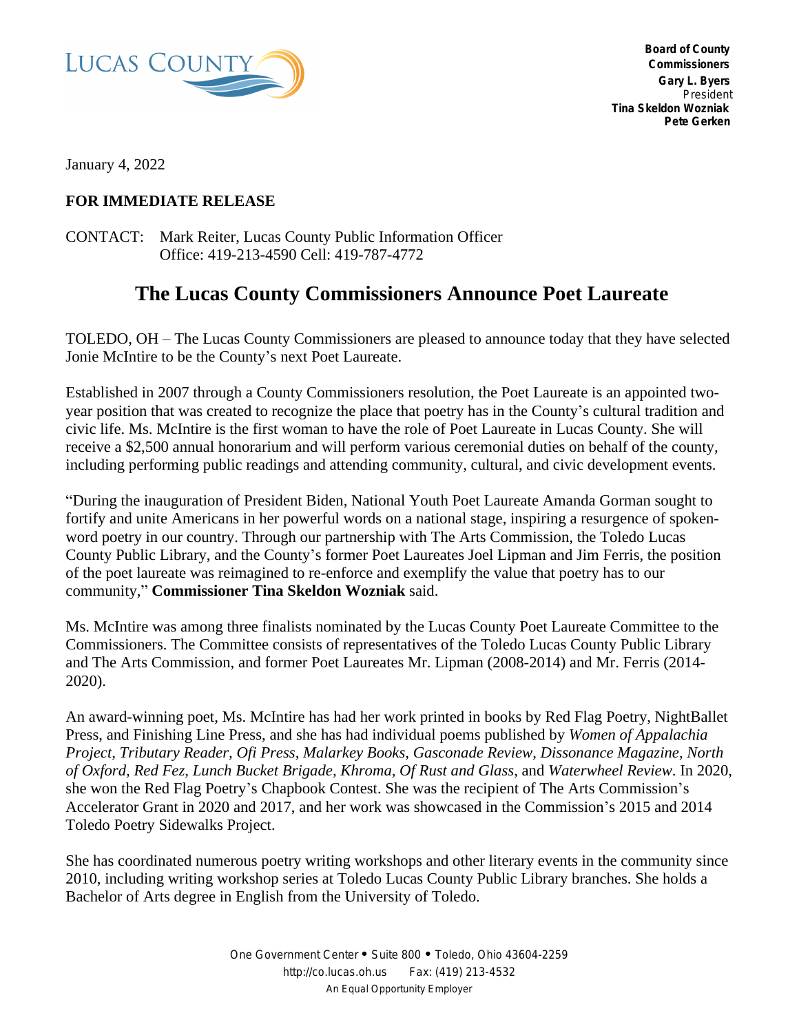LUCAS COUNTY

**Board of County Commissioners**
**Gary L. Byers**
President
**Tina Skeldon Wozniak**
**Pete Gerken**

January 4, 2022

**FOR IMMEDIATE RELEASE**

CONTACT: Mark Reiter, Lucas County Public Information Officer
Office: 419-213-4590 Cell: 419-787-4772

# The Lucas County Commissioners Announce Poet Laureate

TOLEDO, OH – The Lucas County Commissioners are pleased to announce today that they have selected Jonie McIntire to be the County's next Poet Laureate.

Established in 2007 through a County Commissioners resolution, the Poet Laureate is an appointed two-year position that was created to recognize the place that poetry has in the County's cultural tradition and civic life. Ms. McIntire is the first woman to have the role of Poet Laureate in Lucas County. She will receive a $2,500 annual honorarium and will perform various ceremonial duties on behalf of the county, including performing public readings and attending community, cultural, and civic development events.

"During the inauguration of President Biden, National Youth Poet Laureate Amanda Gorman sought to fortify and unite Americans in her powerful words on a national stage, inspiring a resurgence of spoken-word poetry in our country. Through our partnership with The Arts Commission, the Toledo Lucas County Public Library, and the County's former Poet Laureates Joel Lipman and Jim Ferris, the position of the poet laureate was reimagined to re-enforce and exemplify the value that poetry has to our community," **Commissioner Tina Skeldon Wozniak** said.

Ms. McIntire was among three finalists nominated by the Lucas County Poet Laureate Committee to the Commissioners. The Committee consists of representatives of the Toledo Lucas County Public Library and The Arts Commission, and former Poet Laureates Mr. Lipman (2008-2014) and Mr. Ferris (2014-2020).

An award-winning poet, Ms. McIntire has had her work printed in books by Red Flag Poetry, NightBallet Press, and Finishing Line Press, and she has had individual poems published by *Women of Appalachia Project, Tributary Reader, Ofi Press, Malarkey Books, Gasconade Review, Dissonance Magazine, North of Oxford, Red Fez, Lunch Bucket Brigade, Khroma, Of Rust and Glass*, and *Waterwheel Review*. In 2020, she won the Red Flag Poetry's Chapbook Contest. She was the recipient of The Arts Commission's Accelerator Grant in 2020 and 2017, and her work was showcased in the Commission's 2015 and 2014 Toledo Poetry Sidewalks Project.

She has coordinated numerous poetry writing workshops and other literary events in the community since 2010, including writing workshop series at Toledo Lucas County Public Library branches. She holds a Bachelor of Arts degree in English from the University of Toledo.

One Government Center • Suite 800 • Toledo, Ohio 43604-2259
http://co.lucas.oh.us Fax: (419) 213-4532
An Equal Opportunity Employer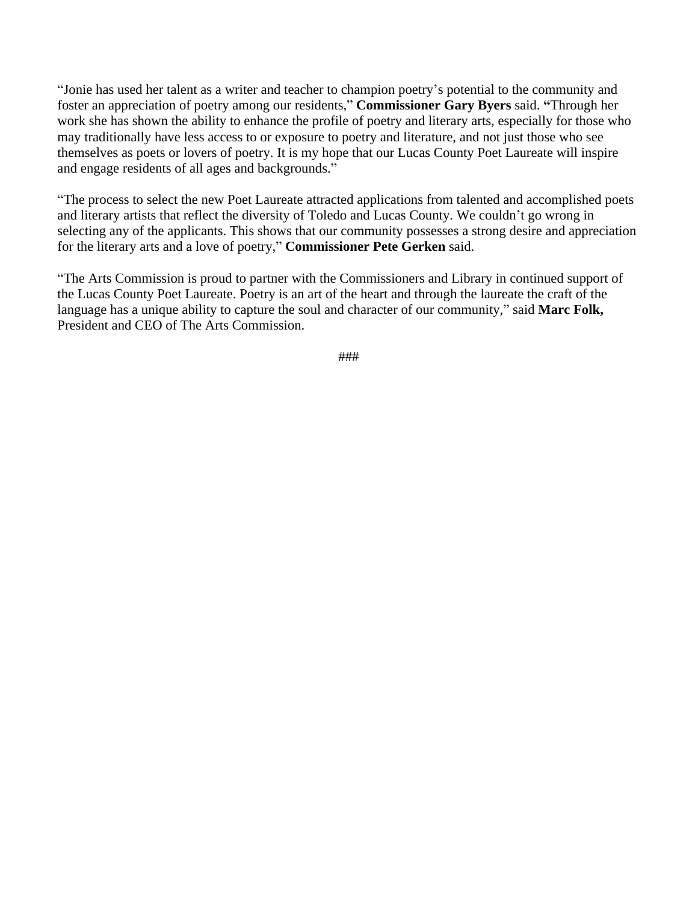"Jonie has used her talent as a writer and teacher to champion poetry's potential to the community and foster an appreciation of poetry among our residents," **Commissioner Gary Byers** said. **"**Through her work she has shown the ability to enhance the profile of poetry and literary arts, especially for those who may traditionally have less access to or exposure to poetry and literature, and not just those who see themselves as poets or lovers of poetry. It is my hope that our Lucas County Poet Laureate will inspire and engage residents of all ages and backgrounds."

"The process to select the new Poet Laureate attracted applications from talented and accomplished poets and literary artists that reflect the diversity of Toledo and Lucas County. We couldn't go wrong in selecting any of the applicants. This shows that our community possesses a strong desire and appreciation for the literary arts and a love of poetry," **Commissioner Pete Gerken** said.

"The Arts Commission is proud to partner with the Commissioners and Library in continued support of the Lucas County Poet Laureate. Poetry is an art of the heart and through the laureate the craft of the language has a unique ability to capture the soul and character of our community," said **Marc Folk,** President and CEO of The Arts Commission.

###